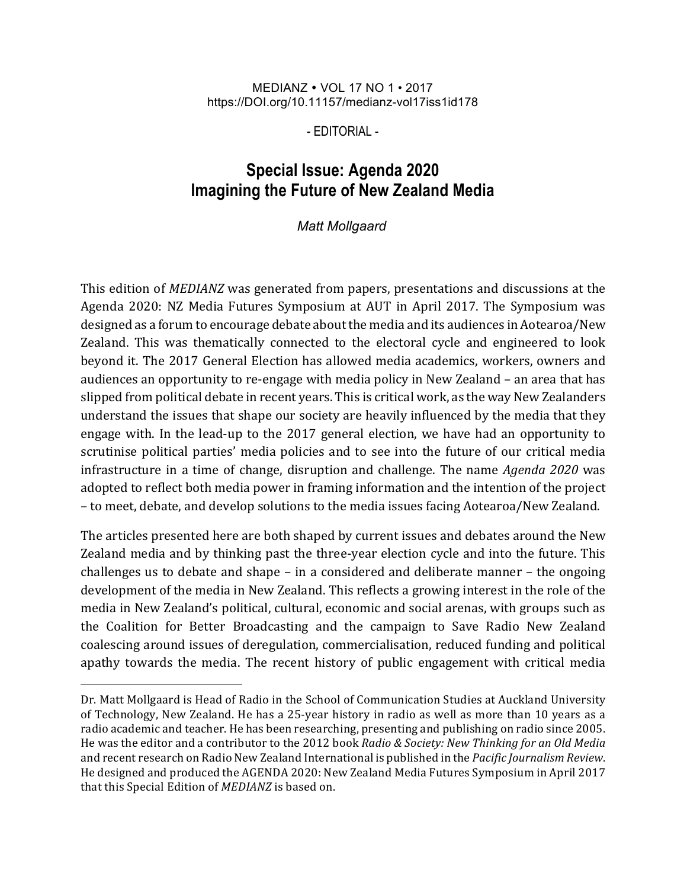- EDITORIAL -

# Special Issue: Agenda 2020
# Imagining the Future of New Zealand Media

*Matt Mollgaard*

This edition of *MEDIANZ* was generated from papers, presentations and discussions at the Agenda 2020: NZ Media Futures Symposium at AUT in April 2017. The Symposium was designed as a forum to encourage debate about the media and its audiences in Aotearoa/New Zealand. This was thematically connected to the electoral cycle and engineered to look beyond it. The 2017 General Election has allowed media academics, workers, owners and audiences an opportunity to re-engage with media policy in New Zealand – an area that has slipped from political debate in recent years. This is critical work, as the way New Zealanders understand the issues that shape our society are heavily influenced by the media that they engage with. In the lead-up to the 2017 general election, we have had an opportunity to scrutinise political parties' media policies and to see into the future of our critical media infrastructure in a time of change, disruption and challenge. The name *Agenda 2020* was adopted to reflect both media power in framing information and the intention of the project – to meet, debate, and develop solutions to the media issues facing Aotearoa/New Zealand.

The articles presented here are both shaped by current issues and debates around the New Zealand media and by thinking past the three-year election cycle and into the future. This challenges us to debate and shape – in a considered and deliberate manner – the ongoing development of the media in New Zealand. This reflects a growing interest in the role of the media in New Zealand's political, cultural, economic and social arenas, with groups such as the Coalition for Better Broadcasting and the campaign to Save Radio New Zealand coalescing around issues of deregulation, commercialisation, reduced funding and political apathy towards the media. The recent history of public engagement with critical media

---

Dr. Matt Mollgaard is Head of Radio in the School of Communication Studies at Auckland University of Technology, New Zealand. He has a 25-year history in radio as well as more than 10 years as a radio academic and teacher. He has been researching, presenting and publishing on radio since 2005. He was the editor and a contributor to the 2012 book *Radio & Society: New Thinking for an Old Media* and recent research on Radio New Zealand International is published in the *Pacific Journalism Review*. He designed and produced the AGENDA 2020: New Zealand Media Futures Symposium in April 2017 that this Special Edition of *MEDIANZ* is based on.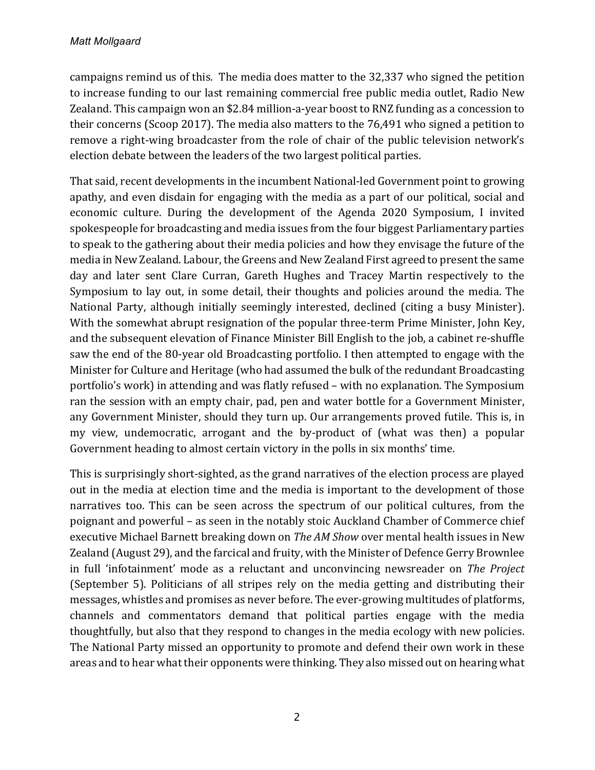campaigns remind us of this. The media does matter to the 32,337 who signed the petition to increase funding to our last remaining commercial free public media outlet, Radio New Zealand. This campaign won an $2.84 million-a-year boost to RNZ funding as a concession to their concerns (Scoop 2017). The media also matters to the 76,491 who signed a petition to remove a right-wing broadcaster from the role of chair of the public television network's election debate between the leaders of the two largest political parties.

That said, recent developments in the incumbent National-led Government point to growing apathy, and even disdain for engaging with the media as a part of our political, social and economic culture. During the development of the Agenda 2020 Symposium, I invited spokespeople for broadcasting and media issues from the four biggest Parliamentary parties to speak to the gathering about their media policies and how they envisage the future of the media in New Zealand. Labour, the Greens and New Zealand First agreed to present the same day and later sent Clare Curran, Gareth Hughes and Tracey Martin respectively to the Symposium to lay out, in some detail, their thoughts and policies around the media. The National Party, although initially seemingly interested, declined (citing a busy Minister). With the somewhat abrupt resignation of the popular three-term Prime Minister, John Key, and the subsequent elevation of Finance Minister Bill English to the job, a cabinet re-shuffle saw the end of the 80-year old Broadcasting portfolio. I then attempted to engage with the Minister for Culture and Heritage (who had assumed the bulk of the redundant Broadcasting portfolio's work) in attending and was flatly refused – with no explanation. The Symposium ran the session with an empty chair, pad, pen and water bottle for a Government Minister, any Government Minister, should they turn up. Our arrangements proved futile. This is, in my view, undemocratic, arrogant and the by-product of (what was then) a popular Government heading to almost certain victory in the polls in six months' time.

This is surprisingly short-sighted, as the grand narratives of the election process are played out in the media at election time and the media is important to the development of those narratives too. This can be seen across the spectrum of our political cultures, from the poignant and powerful – as seen in the notably stoic Auckland Chamber of Commerce chief executive Michael Barnett breaking down on *The AM Show* over mental health issues in New Zealand (August 29), and the farcical and fruity, with the Minister of Defence Gerry Brownlee in full 'infotainment' mode as a reluctant and unconvincing newsreader on *The Project* (September 5). Politicians of all stripes rely on the media getting and distributing their messages, whistles and promises as never before. The ever-growing multitudes of platforms, channels and commentators demand that political parties engage with the media thoughtfully, but also that they respond to changes in the media ecology with new policies. The National Party missed an opportunity to promote and defend their own work in these areas and to hear what their opponents were thinking. They also missed out on hearing what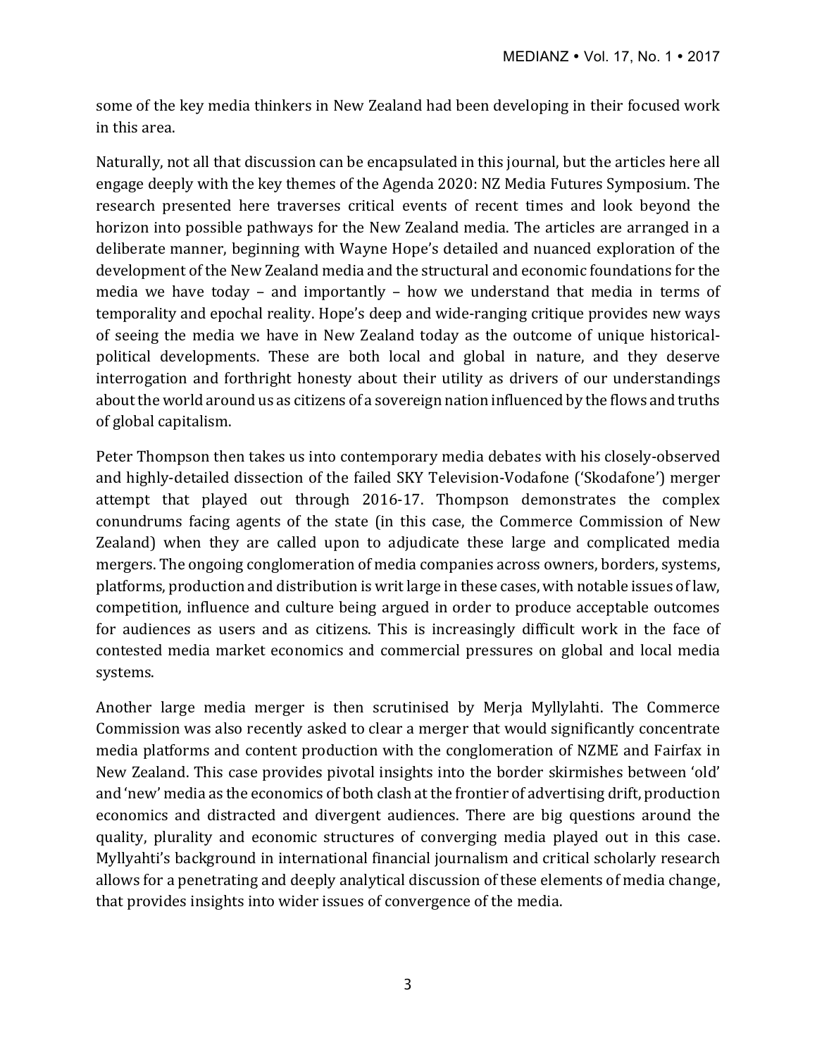some of the key media thinkers in New Zealand had been developing in their focused work in this area.

Naturally, not all that discussion can be encapsulated in this journal, but the articles here all engage deeply with the key themes of the Agenda 2020: NZ Media Futures Symposium. The research presented here traverses critical events of recent times and look beyond the horizon into possible pathways for the New Zealand media. The articles are arranged in a deliberate manner, beginning with Wayne Hope's detailed and nuanced exploration of the development of the New Zealand media and the structural and economic foundations for the media we have today – and importantly – how we understand that media in terms of temporality and epochal reality. Hope's deep and wide-ranging critique provides new ways of seeing the media we have in New Zealand today as the outcome of unique historical-political developments. These are both local and global in nature, and they deserve interrogation and forthright honesty about their utility as drivers of our understandings about the world around us as citizens of a sovereign nation influenced by the flows and truths of global capitalism.

Peter Thompson then takes us into contemporary media debates with his closely-observed and highly-detailed dissection of the failed SKY Television-Vodafone ('Skodafone') merger attempt that played out through 2016-17. Thompson demonstrates the complex conundrums facing agents of the state (in this case, the Commerce Commission of New Zealand) when they are called upon to adjudicate these large and complicated media mergers. The ongoing conglomeration of media companies across owners, borders, systems, platforms, production and distribution is writ large in these cases, with notable issues of law, competition, influence and culture being argued in order to produce acceptable outcomes for audiences as users and as citizens. This is increasingly difficult work in the face of contested media market economics and commercial pressures on global and local media systems.

Another large media merger is then scrutinised by Merja Myllylahti. The Commerce Commission was also recently asked to clear a merger that would significantly concentrate media platforms and content production with the conglomeration of NZME and Fairfax in New Zealand. This case provides pivotal insights into the border skirmishes between 'old' and 'new' media as the economics of both clash at the frontier of advertising drift, production economics and distracted and divergent audiences. There are big questions around the quality, plurality and economic structures of converging media played out in this case. Myllyahti's background in international financial journalism and critical scholarly research allows for a penetrating and deeply analytical discussion of these elements of media change, that provides insights into wider issues of convergence of the media.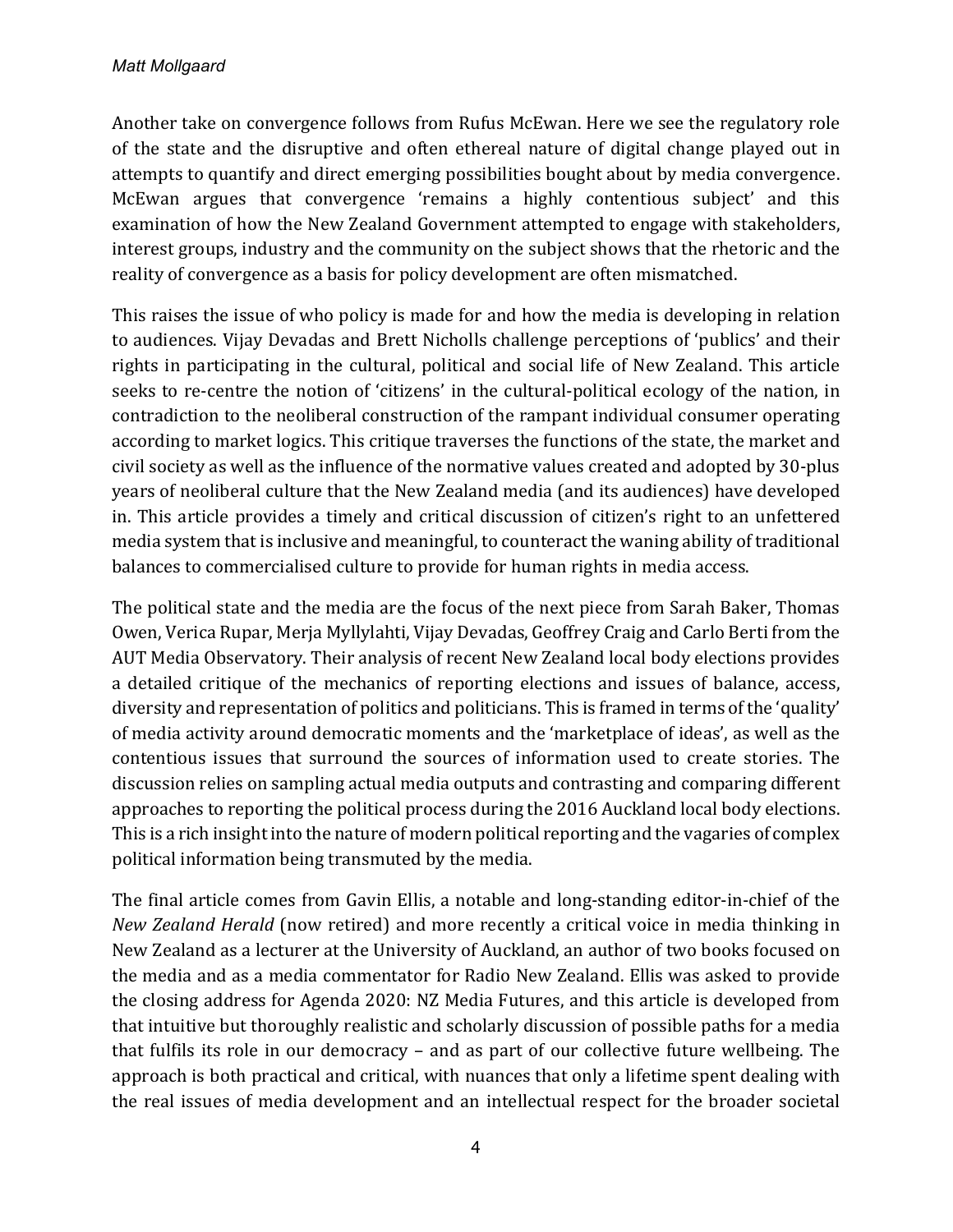Another take on convergence follows from Rufus McEwan. Here we see the regulatory role of the state and the disruptive and often ethereal nature of digital change played out in attempts to quantify and direct emerging possibilities bought about by media convergence. McEwan argues that convergence 'remains a highly contentious subject' and this examination of how the New Zealand Government attempted to engage with stakeholders, interest groups, industry and the community on the subject shows that the rhetoric and the reality of convergence as a basis for policy development are often mismatched.

This raises the issue of who policy is made for and how the media is developing in relation to audiences. Vijay Devadas and Brett Nicholls challenge perceptions of 'publics' and their rights in participating in the cultural, political and social life of New Zealand. This article seeks to re-centre the notion of 'citizens' in the cultural-political ecology of the nation, in contradiction to the neoliberal construction of the rampant individual consumer operating according to market logics. This critique traverses the functions of the state, the market and civil society as well as the influence of the normative values created and adopted by 30-plus years of neoliberal culture that the New Zealand media (and its audiences) have developed in. This article provides a timely and critical discussion of citizen's right to an unfettered media system that is inclusive and meaningful, to counteract the waning ability of traditional balances to commercialised culture to provide for human rights in media access.

The political state and the media are the focus of the next piece from Sarah Baker, Thomas Owen, Verica Rupar, Merja Myllylahti, Vijay Devadas, Geoffrey Craig and Carlo Berti from the AUT Media Observatory. Their analysis of recent New Zealand local body elections provides a detailed critique of the mechanics of reporting elections and issues of balance, access, diversity and representation of politics and politicians. This is framed in terms of the 'quality' of media activity around democratic moments and the 'marketplace of ideas', as well as the contentious issues that surround the sources of information used to create stories. The discussion relies on sampling actual media outputs and contrasting and comparing different approaches to reporting the political process during the 2016 Auckland local body elections. This is a rich insight into the nature of modern political reporting and the vagaries of complex political information being transmuted by the media.

The final article comes from Gavin Ellis, a notable and long-standing editor-in-chief of the *New Zealand Herald* (now retired) and more recently a critical voice in media thinking in New Zealand as a lecturer at the University of Auckland, an author of two books focused on the media and as a media commentator for Radio New Zealand. Ellis was asked to provide the closing address for Agenda 2020: NZ Media Futures, and this article is developed from that intuitive but thoroughly realistic and scholarly discussion of possible paths for a media that fulfils its role in our democracy – and as part of our collective future wellbeing. The approach is both practical and critical, with nuances that only a lifetime spent dealing with the real issues of media development and an intellectual respect for the broader societal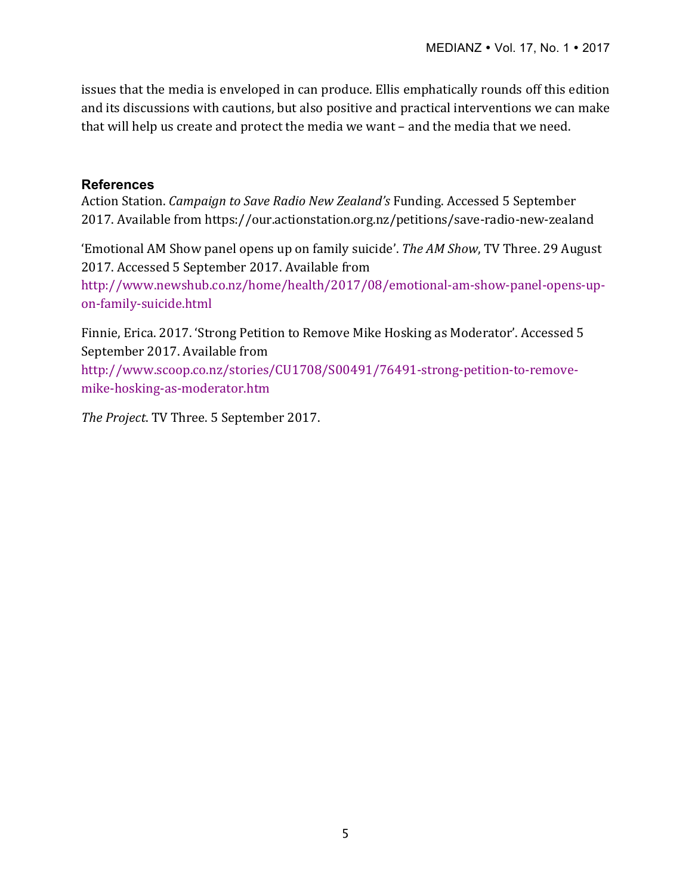issues that the media is enveloped in can produce. Ellis emphatically rounds off this edition and its discussions with cautions, but also positive and practical interventions we can make that will help us create and protect the media we want – and the media that we need.

## References

Action Station. *Campaign to Save Radio New Zealand's* Funding. Accessed 5 September 2017. Available from https://our.actionstation.org.nz/petitions/save-radio-new-zealand

'Emotional AM Show panel opens up on family suicide'. *The AM Show*, TV Three. 29 August 2017. Accessed 5 September 2017. Available from http://www.newshub.co.nz/home/health/2017/08/emotional-am-show-panel-opens-up-on-family-suicide.html

Finnie, Erica. 2017. 'Strong Petition to Remove Mike Hosking as Moderator'. Accessed 5 September 2017. Available from http://www.scoop.co.nz/stories/CU1708/S00491/76491-strong-petition-to-remove-mike-hosking-as-moderator.htm

*The Project*. TV Three. 5 September 2017.